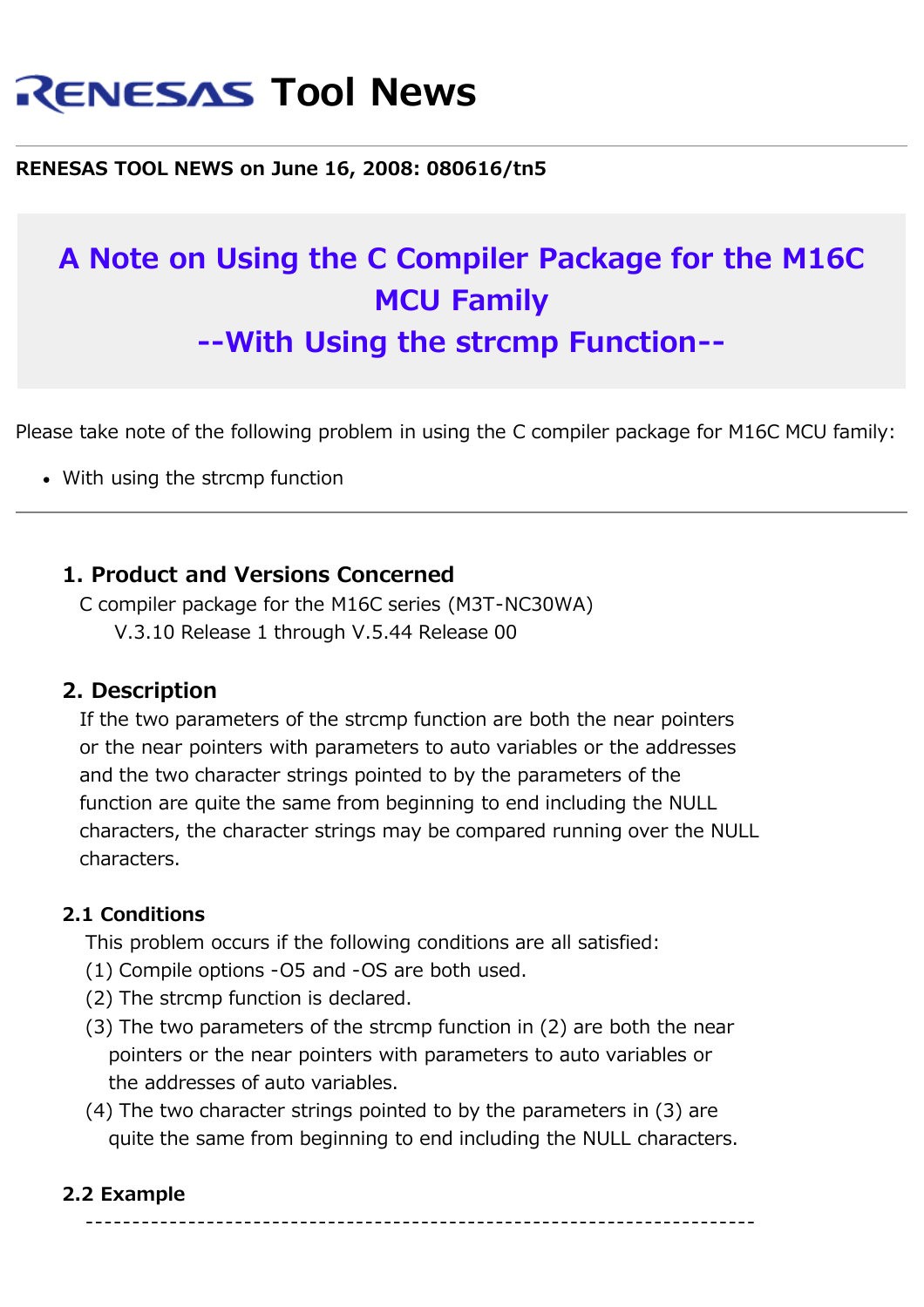# RENESAS Tool News

**RENESAS TOOL NEWS on June 16, 2008: 080616/tn5**

## A Note on Using the C Compiler Package for the M16C MCU Family
## --With Using the strcmp Function--

Please take note of the following problem in using the C compiler package for M16C MCU family:

- With using the strcmp function

---

### 1. Product and Versions Concerned

C compiler package for the M16C series (M3T-NC30WA)
V.3.10 Release 1 through V.5.44 Release 00

### 2. Description

If the two parameters of the strcmp function are both the near pointers or the near pointers with parameters to auto variables or the addresses and the two character strings pointed to by the parameters of the function are quite the same from beginning to end including the NULL characters, the character strings may be compared running over the NULL characters.

#### 2.1 Conditions

This problem occurs if the following conditions are all satisfied:

(1) Compile options -O5 and -OS are both used.
(2) The strcmp function is declared.
(3) The two parameters of the strcmp function in (2) are both the near pointers or the near pointers with parameters to auto variables or the addresses of auto variables.
(4) The two character strings pointed to by the parameters in (3) are quite the same from beginning to end including the NULL characters.

#### 2.2 Example

```
----------------------------------------------------------------------
```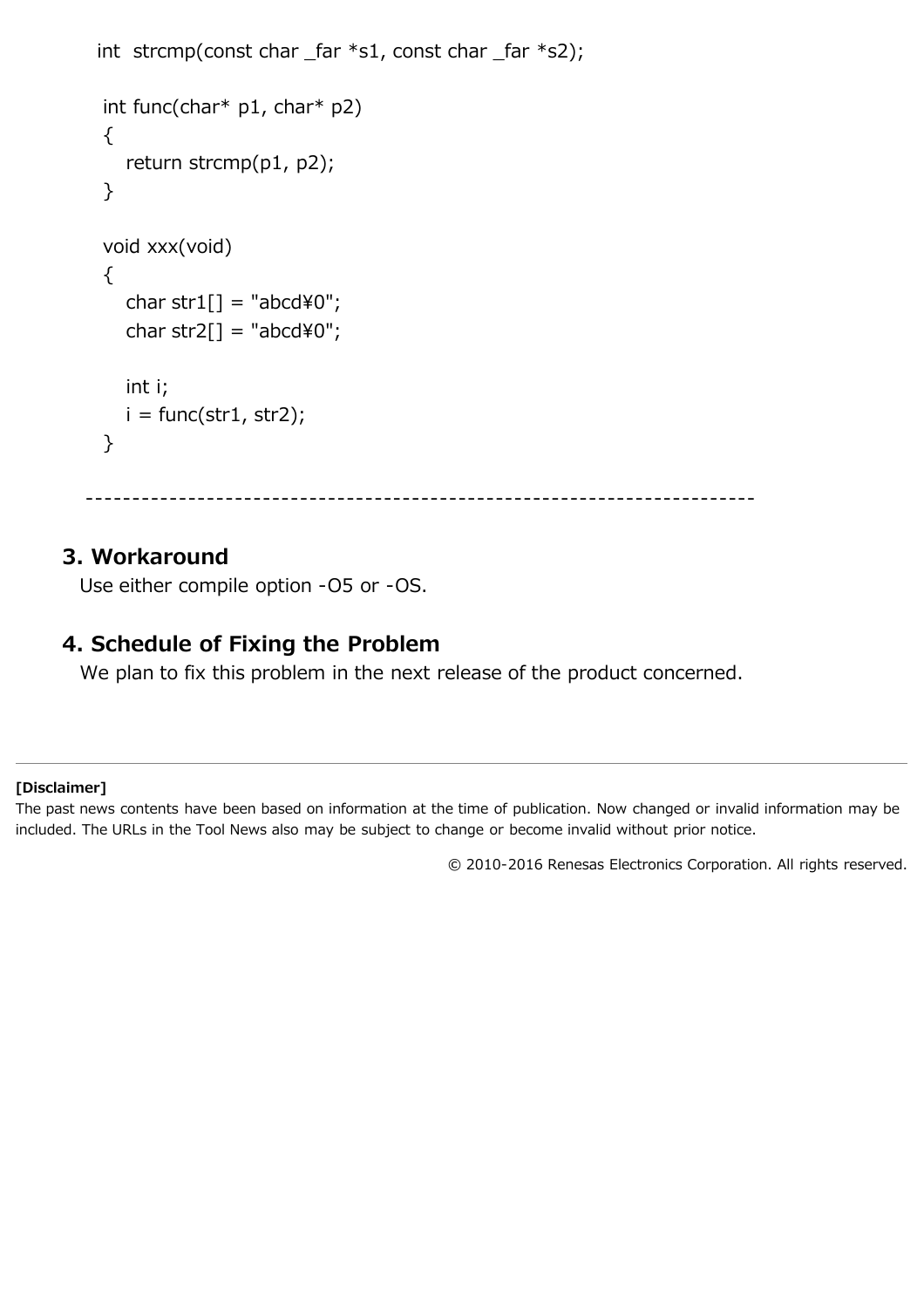```
int  strcmp(const char _far *s1, const char _far *s2);

 int func(char* p1, char* p2)
 {
    return strcmp(p1, p2);
 }

 void xxx(void)
 {
    char str1[] = "abcd¥0";
    char str2[] = "abcd¥0";

    int i;
    i = func(str1, str2);
 }
```

-----------------------------------------------------------------------

## 3. Workaround

Use either compile option -O5 or -OS.

## 4. Schedule of Fixing the Problem

We plan to fix this problem in the next release of the product concerned.

---

**[Disclaimer]**

The past news contents have been based on information at the time of publication. Now changed or invalid information may be included. The URLs in the Tool News also may be subject to change or become invalid without prior notice.

© 2010-2016 Renesas Electronics Corporation. All rights reserved.